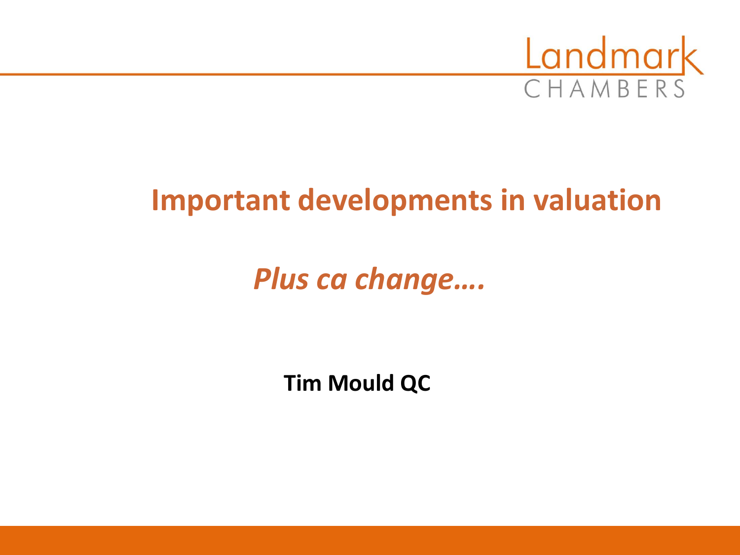Landmark CHAMBERS

# Important developments in valuation

*Plus ca change….*

**Tim Mould QC**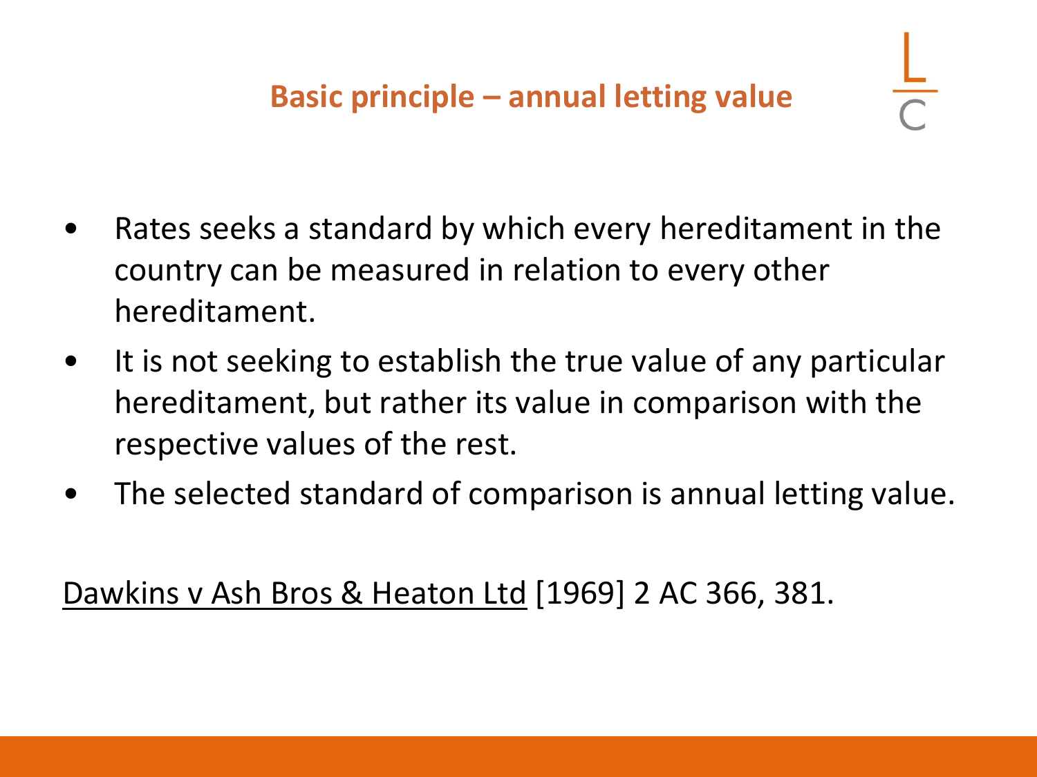## Basic principle – annual letting value

- Rates seeks a standard by which every hereditament in the country can be measured in relation to every other hereditament.
- It is not seeking to establish the true value of any particular hereditament, but rather its value in comparison with the respective values of the rest.
- The selected standard of comparison is annual letting value.

<u>Dawkins v Ash Bros & Heaton Ltd</u> [1969] 2 AC 366, 381.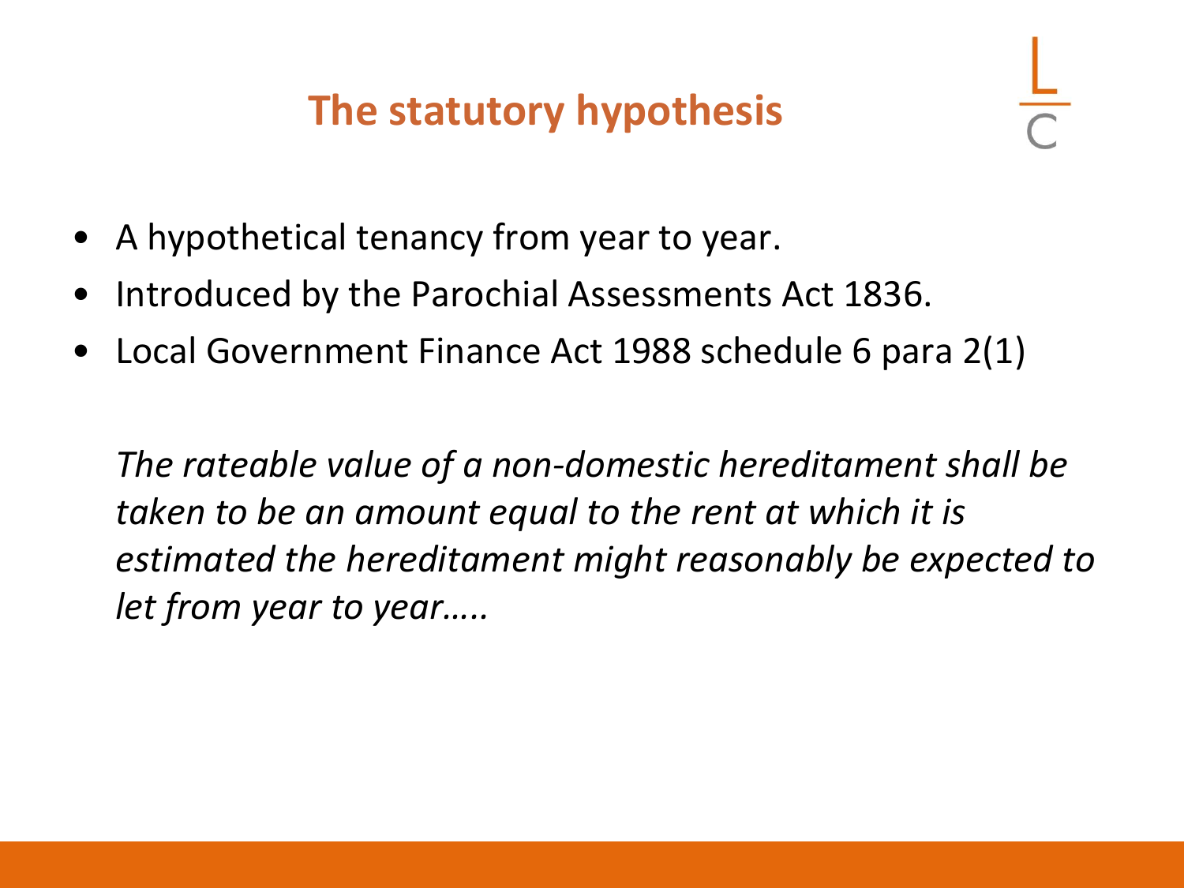# The statutory hypothesis

- A hypothetical tenancy from year to year.
- Introduced by the Parochial Assessments Act 1836.
- Local Government Finance Act 1988 schedule 6 para 2(1)

*The rateable value of a non-domestic hereditament shall be taken to be an amount equal to the rent at which it is estimated the hereditament might reasonably be expected to let from year to year…..*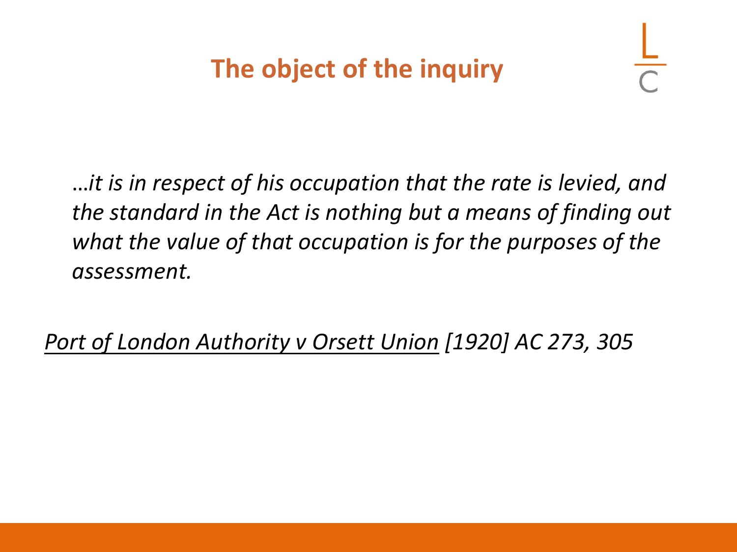# The object of the inquiry

*…it is in respect of his occupation that the rate is levied, and the standard in the Act is nothing but a means of finding out what the value of that occupation is for the purposes of the assessment.*

*Port of London Authority v Orsett Union [1920] AC 273, 305*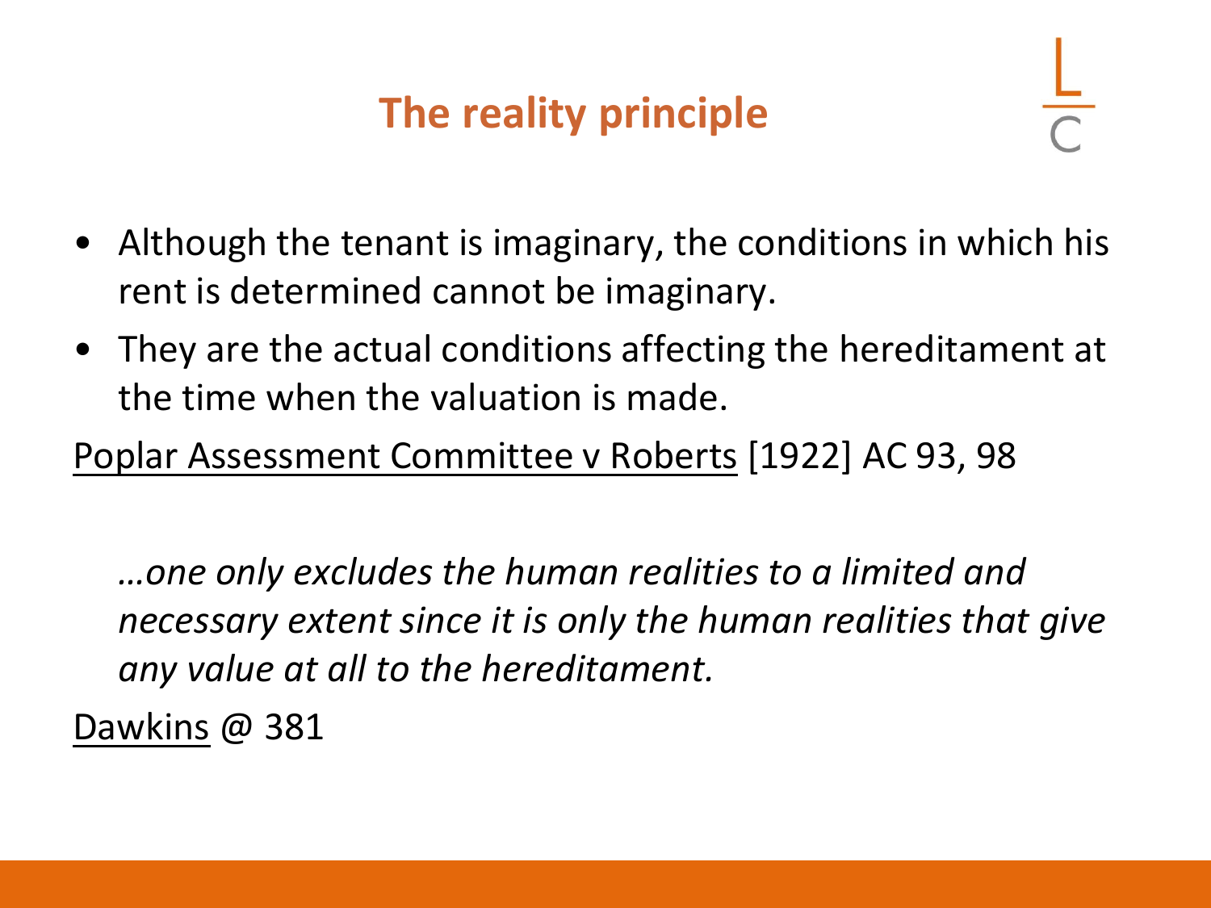# The reality principle

- Although the tenant is imaginary, the conditions in which his rent is determined cannot be imaginary.
- They are the actual conditions affecting the hereditament at the time when the valuation is made.

Poplar Assessment Committee v Roberts [1922] AC 93, 98

*…one only excludes the human realities to a limited and necessary extent since it is only the human realities that give any value at all to the hereditament.*

Dawkins @ 381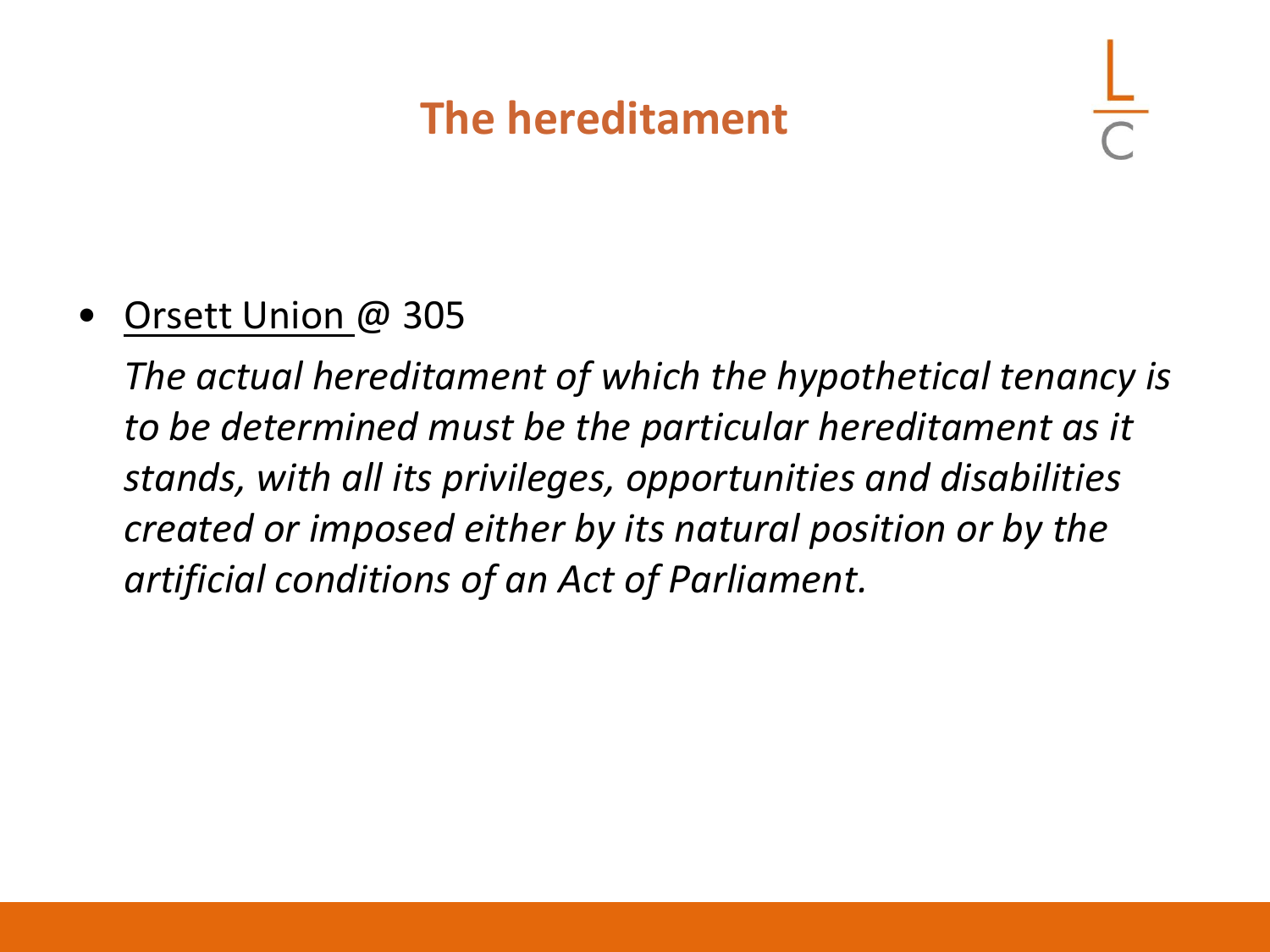# The hereditament

- Orsett Union @ 305

  *The actual hereditament of which the hypothetical tenancy is to be determined must be the particular hereditament as it stands, with all its privileges, opportunities and disabilities created or imposed either by its natural position or by the artificial conditions of an Act of Parliament.*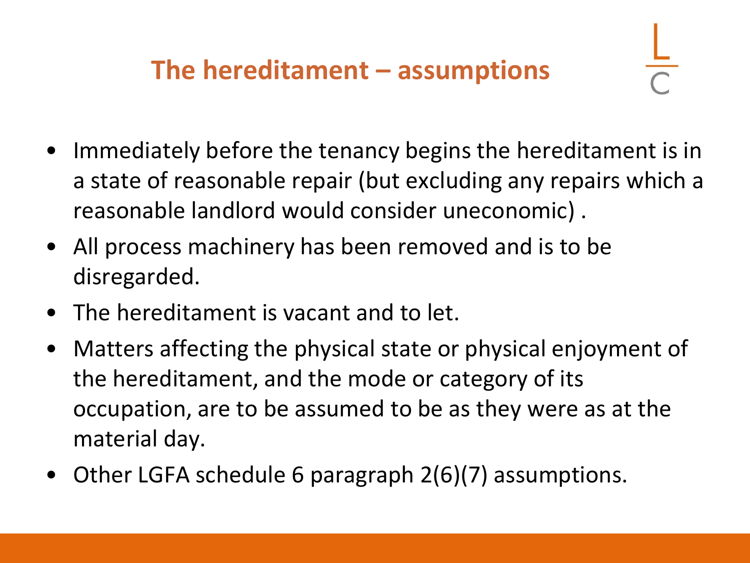## The hereditament – assumptions

- Immediately before the tenancy begins the hereditament is in a state of reasonable repair (but excluding any repairs which a reasonable landlord would consider uneconomic) .
- All process machinery has been removed and is to be disregarded.
- The hereditament is vacant and to let.
- Matters affecting the physical state or physical enjoyment of the hereditament, and the mode or category of its occupation, are to be assumed to be as they were as at the material day.
- Other LGFA schedule 6 paragraph 2(6)(7) assumptions.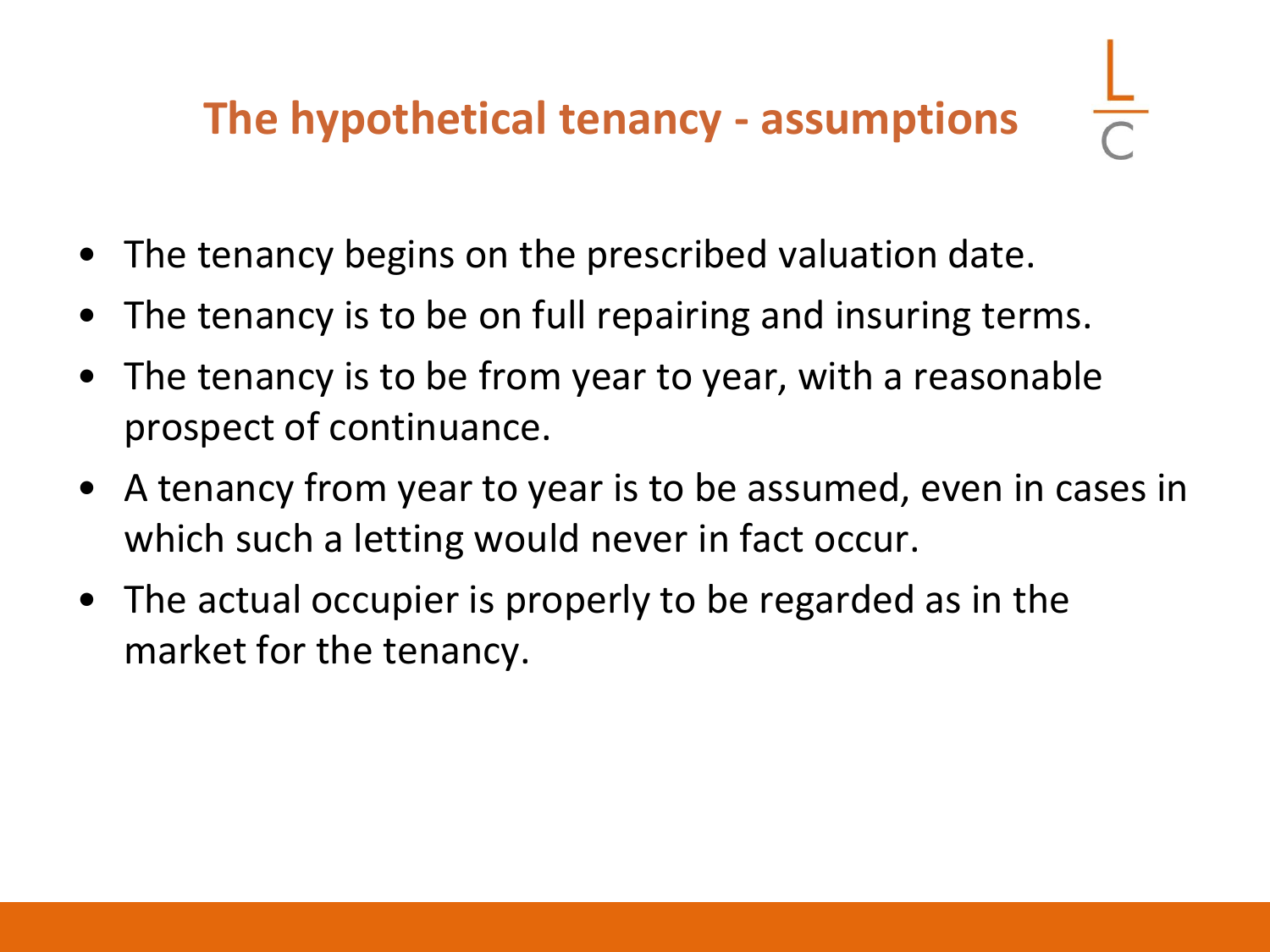# The hypothetical tenancy - assumptions

- The tenancy begins on the prescribed valuation date.
- The tenancy is to be on full repairing and insuring terms.
- The tenancy is to be from year to year, with a reasonable prospect of continuance.
- A tenancy from year to year is to be assumed, even in cases in which such a letting would never in fact occur.
- The actual occupier is properly to be regarded as in the market for the tenancy.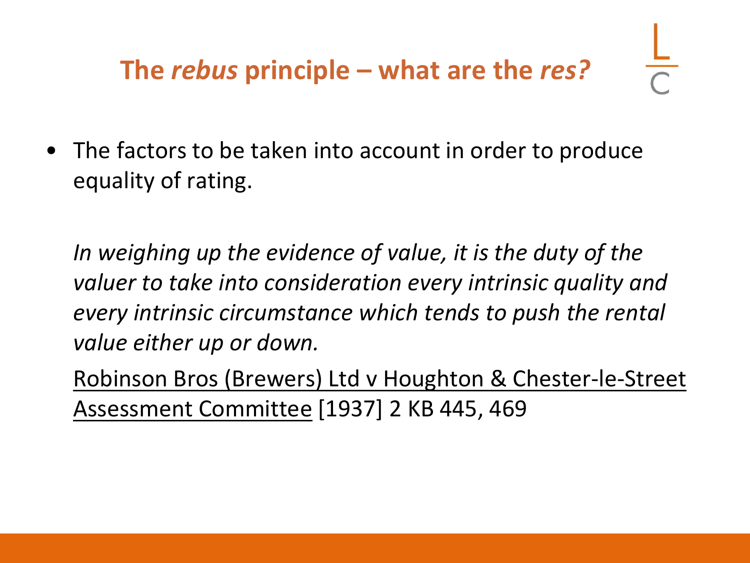## The *rebus* principle – what are the *res?*

- The factors to be taken into account in order to produce equality of rating.

*In weighing up the evidence of value, it is the duty of the valuer to take into consideration every intrinsic quality and every intrinsic circumstance which tends to push the rental value either up or down.*

Robinson Bros (Brewers) Ltd v Houghton & Chester-le-Street Assessment Committee [1937] 2 KB 445, 469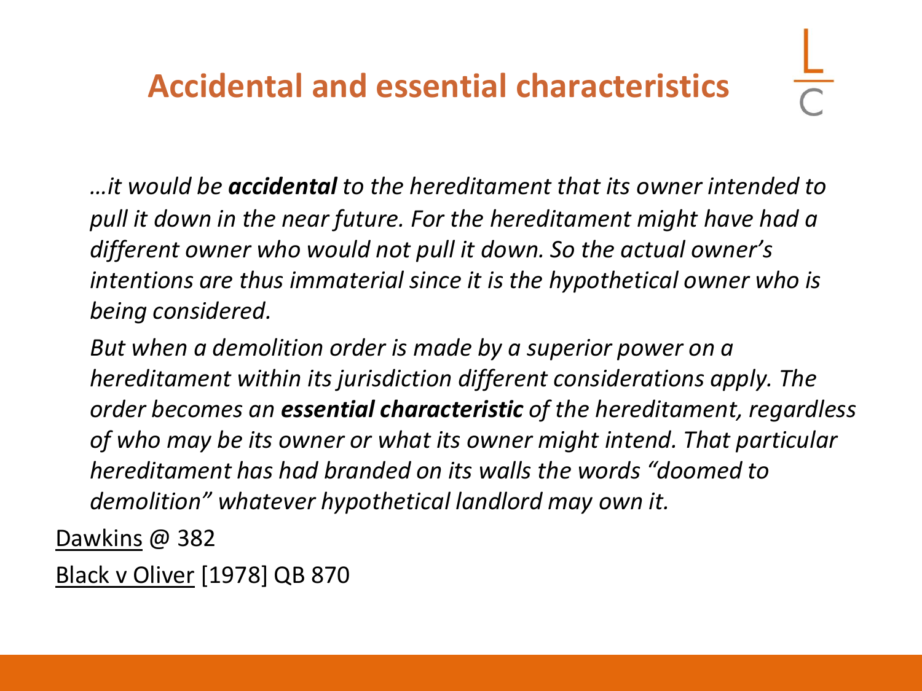## Accidental and essential characteristics

*…it would be **accidental** to the hereditament that its owner intended to pull it down in the near future. For the hereditament might have had a different owner who would not pull it down. So the actual owner's intentions are thus immaterial since it is the hypothetical owner who is being considered.*

*But when a demolition order is made by a superior power on a hereditament within its jurisdiction different considerations apply. The order becomes an **essential characteristic** of the hereditament, regardless of who may be its owner or what its owner might intend. That particular hereditament has had branded on its walls the words "doomed to demolition" whatever hypothetical landlord may own it.*

Dawkins @ 382

Black v Oliver [1978] QB 870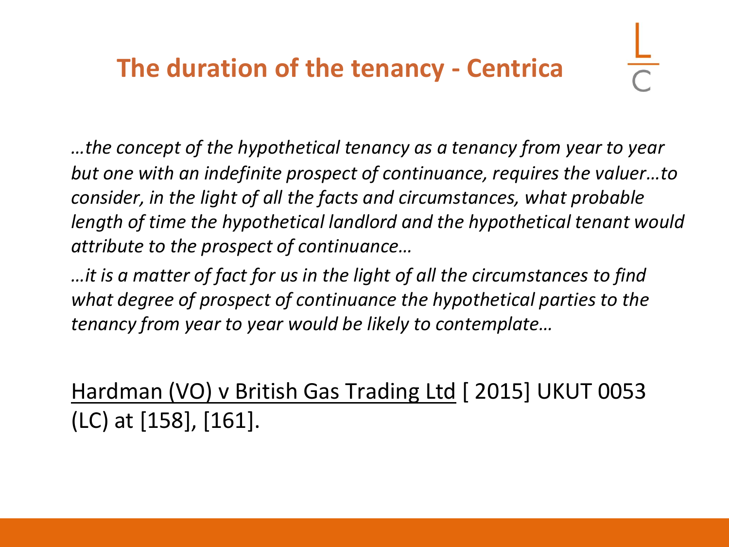# The duration of the tenancy - Centrica

*…the concept of the hypothetical tenancy as a tenancy from year to year but one with an indefinite prospect of continuance, requires the valuer…to consider, in the light of all the facts and circumstances, what probable length of time the hypothetical landlord and the hypothetical tenant would attribute to the prospect of continuance…*

*…it is a matter of fact for us in the light of all the circumstances to find what degree of prospect of continuance the hypothetical parties to the tenancy from year to year would be likely to contemplate…*

Hardman (VO) v British Gas Trading Ltd [ 2015] UKUT 0053 (LC) at [158], [161].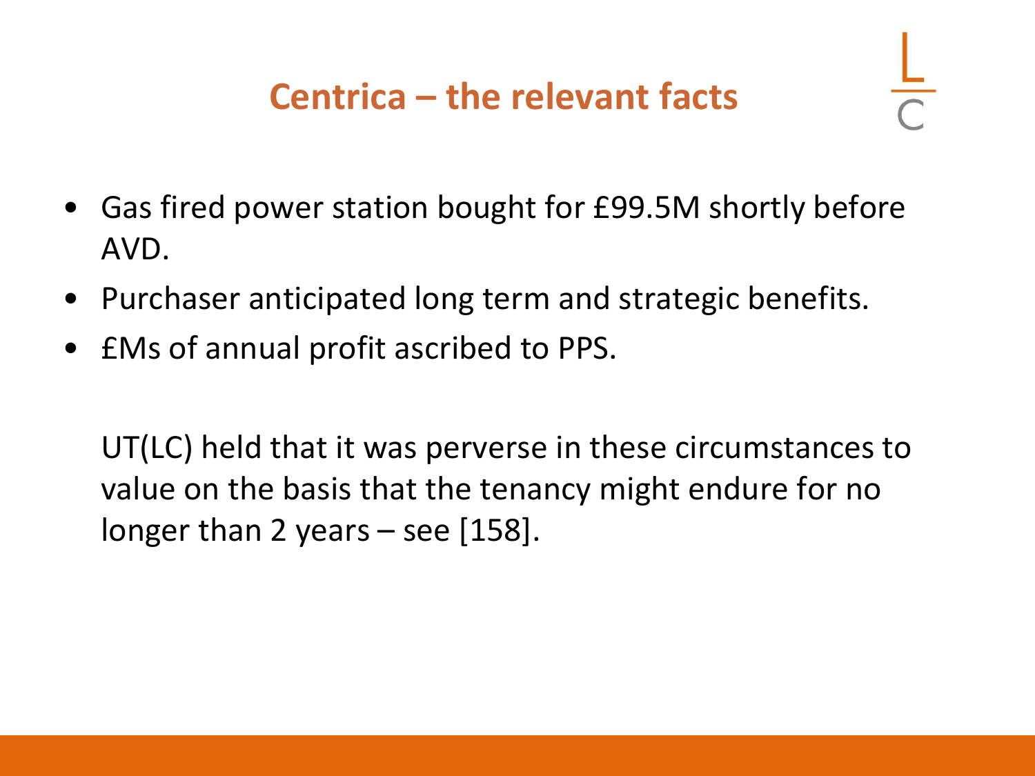# Centrica – the relevant facts

- Gas fired power station bought for £99.5M shortly before AVD.
- Purchaser anticipated long term and strategic benefits.
- £Ms of annual profit ascribed to PPS.

UT(LC) held that it was perverse in these circumstances to value on the basis that the tenancy might endure for no longer than 2 years – see [158].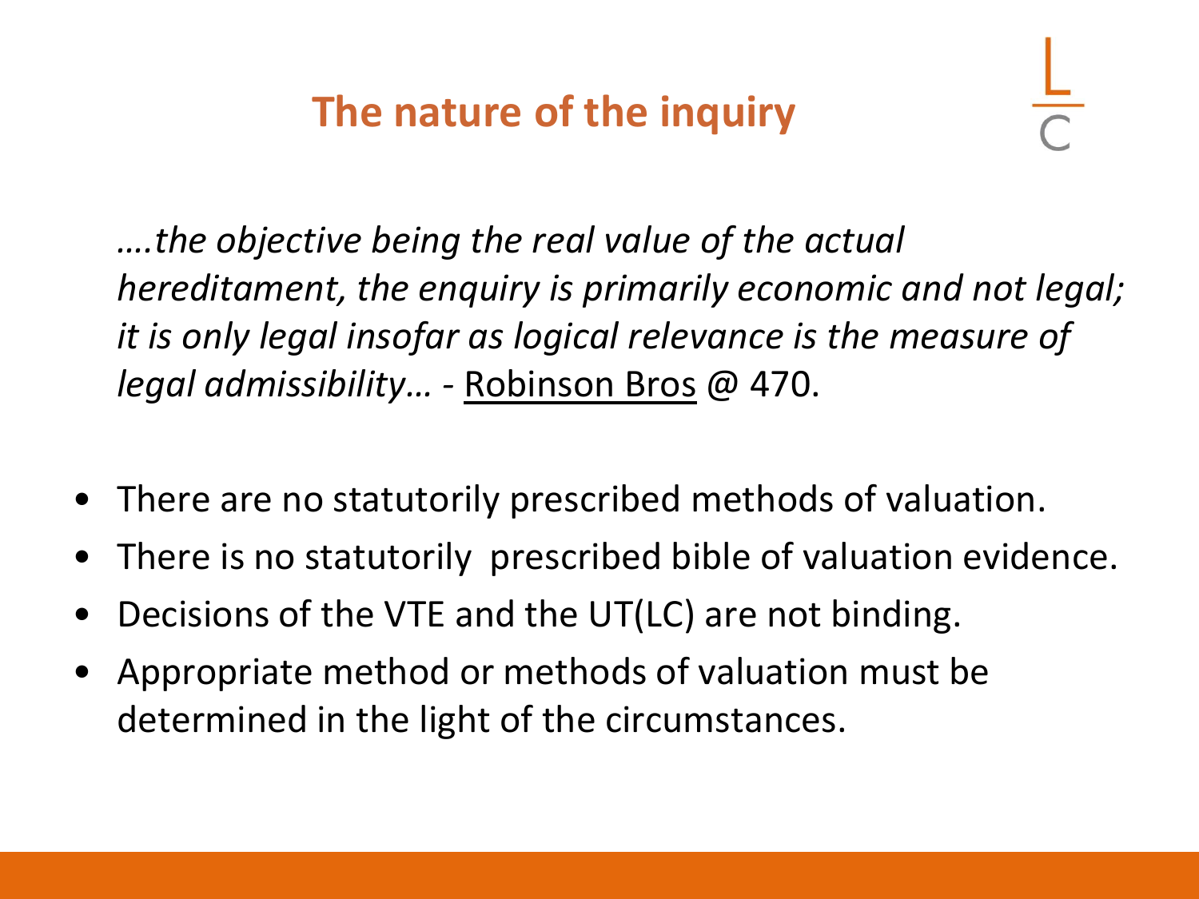## The nature of the inquiry

*….the objective being the real value of the actual hereditament, the enquiry is primarily economic and not legal; it is only legal insofar as logical relevance is the measure of legal admissibility…* - Robinson Bros @ 470.

- There are no statutorily prescribed methods of valuation.
- There is no statutorily prescribed bible of valuation evidence.
- Decisions of the VTE and the UT(LC) are not binding.
- Appropriate method or methods of valuation must be determined in the light of the circumstances.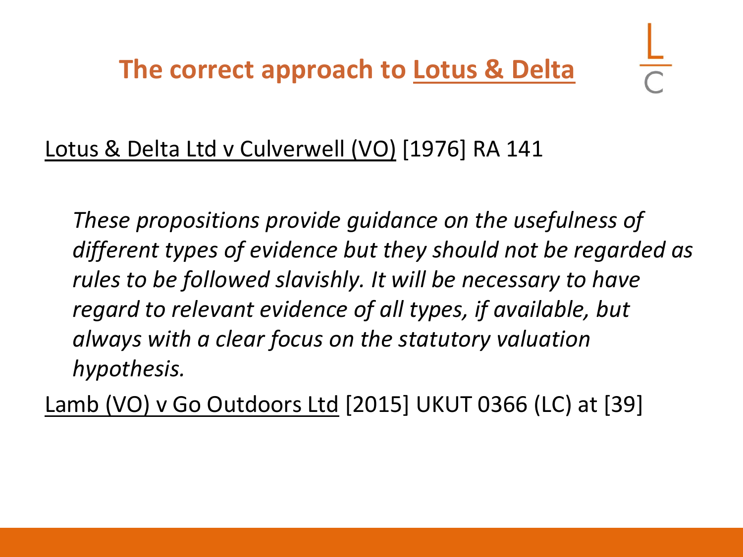# The correct approach to Lotus & Delta

Lotus & Delta Ltd v Culverwell (VO) [1976] RA 141

> *These propositions provide guidance on the usefulness of different types of evidence but they should not be regarded as rules to be followed slavishly. It will be necessary to have regard to relevant evidence of all types, if available, but always with a clear focus on the statutory valuation hypothesis.*

Lamb (VO) v Go Outdoors Ltd [2015] UKUT 0366 (LC) at [39]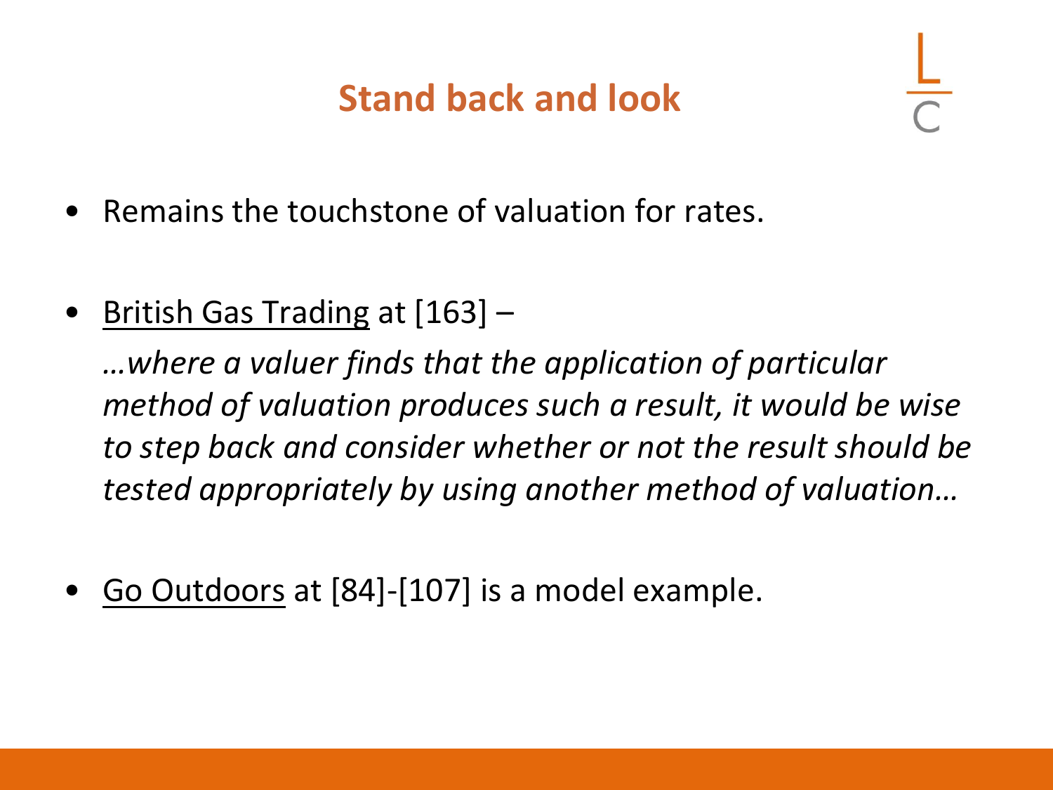# Stand back and look

- Remains the touchstone of valuation for rates.
- British Gas Trading at [163] –

  *…where a valuer finds that the application of particular method of valuation produces such a result, it would be wise to step back and consider whether or not the result should be tested appropriately by using another method of valuation…*

- Go Outdoors at [84]-[107] is a model example.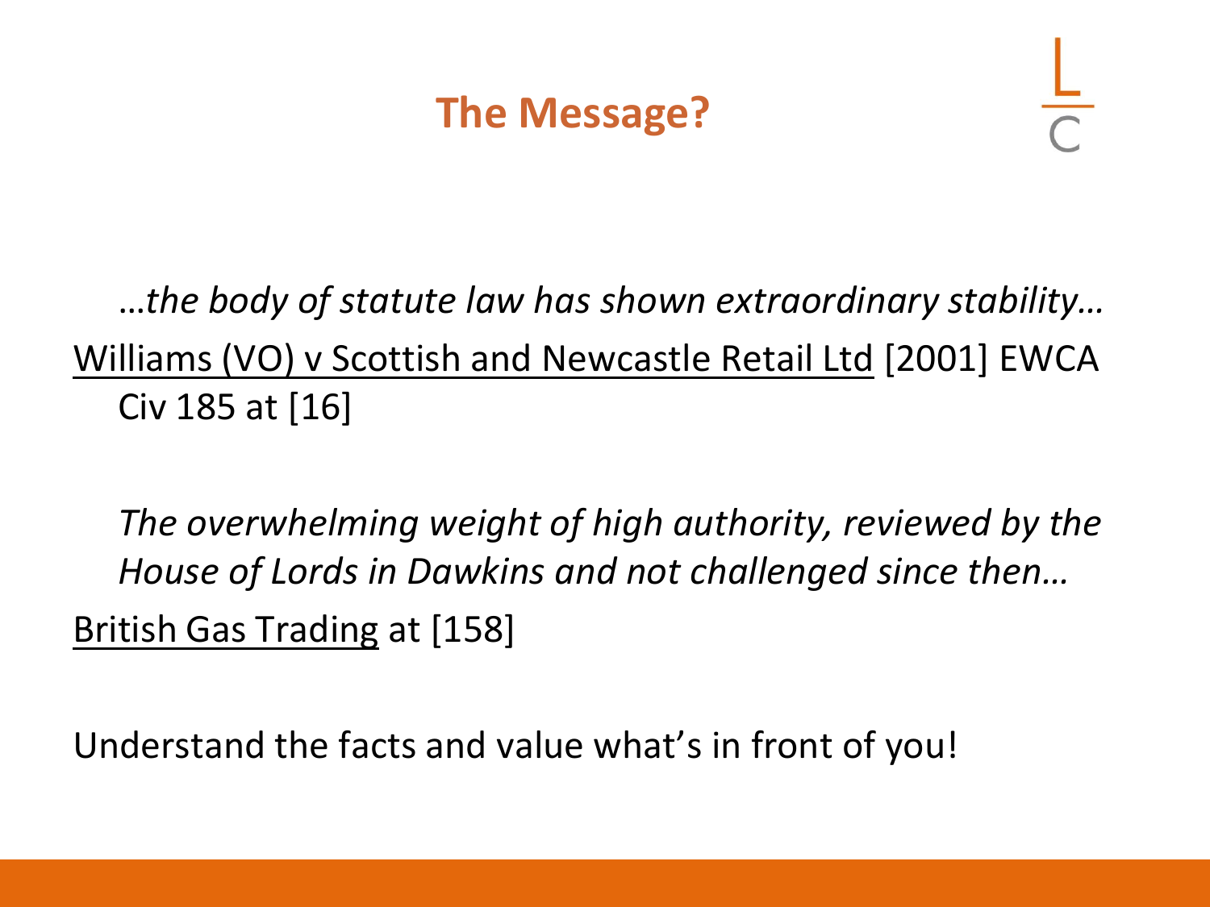# The Message?

*…the body of statute law has shown extraordinary stability…*

Williams (VO) v Scottish and Newcastle Retail Ltd [2001] EWCA Civ 185 at [16]

*The overwhelming weight of high authority, reviewed by the House of Lords in Dawkins and not challenged since then…*

British Gas Trading at [158]

Understand the facts and value what's in front of you!